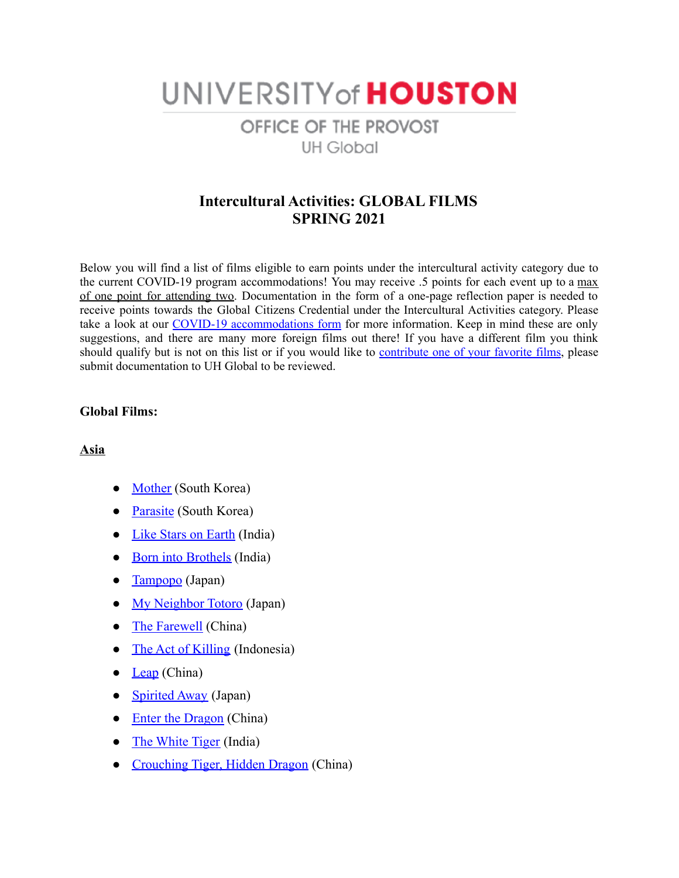# UNIVERSITY of HOUSTON

## OFFICE OF THE PROVOST
UH Global

## Intercultural Activities: GLOBAL FILMS
## SPRING 2021

Below you will find a list of films eligible to earn points under the intercultural activity category due to the current COVID-19 program accommodations! You may receive .5 points for each event up to a max of one point for attending two. Documentation in the form of a one-page reflection paper is needed to receive points towards the Global Citizens Credential under the Intercultural Activities category. Please take a look at our COVID-19 accommodations form for more information. Keep in mind these are only suggestions, and there are many more foreign films out there! If you have a different film you think should qualify but is not on this list or if you would like to contribute one of your favorite films, please submit documentation to UH Global to be reviewed.

**Global Films:**

**Asia**

- Mother (South Korea)
- Parasite (South Korea)
- Like Stars on Earth (India)
- Born into Brothels (India)
- Tampopo (Japan)
- My Neighbor Totoro (Japan)
- The Farewell (China)
- The Act of Killing (Indonesia)
- Leap (China)
- Spirited Away (Japan)
- Enter the Dragon (China)
- The White Tiger (India)
- Crouching Tiger, Hidden Dragon (China)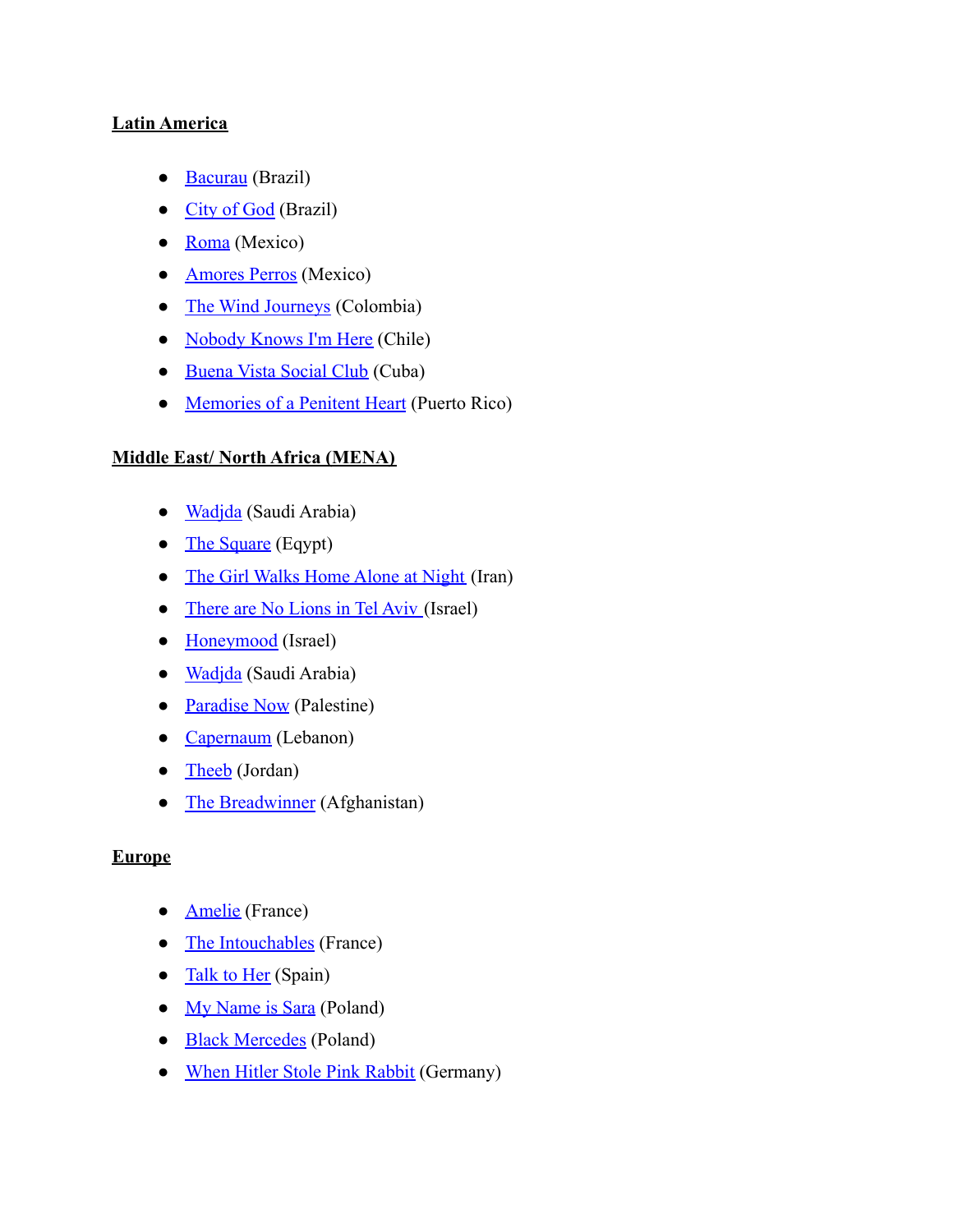**Latin America**

- Bacurau (Brazil)
- City of God (Brazil)
- Roma (Mexico)
- Amores Perros (Mexico)
- The Wind Journeys (Colombia)
- Nobody Knows I'm Here (Chile)
- Buena Vista Social Club (Cuba)
- Memories of a Penitent Heart (Puerto Rico)

**Middle East/ North Africa (MENA)**

- Wadjda (Saudi Arabia)
- The Square (Eqypt)
- The Girl Walks Home Alone at Night (Iran)
- There are No Lions in Tel Aviv (Israel)
- Honeymood (Israel)
- Wadjda (Saudi Arabia)
- Paradise Now (Palestine)
- Capernaum (Lebanon)
- Theeb (Jordan)
- The Breadwinner (Afghanistan)

**Europe**

- Amelie (France)
- The Intouchables (France)
- Talk to Her (Spain)
- My Name is Sara (Poland)
- Black Mercedes (Poland)
- When Hitler Stole Pink Rabbit (Germany)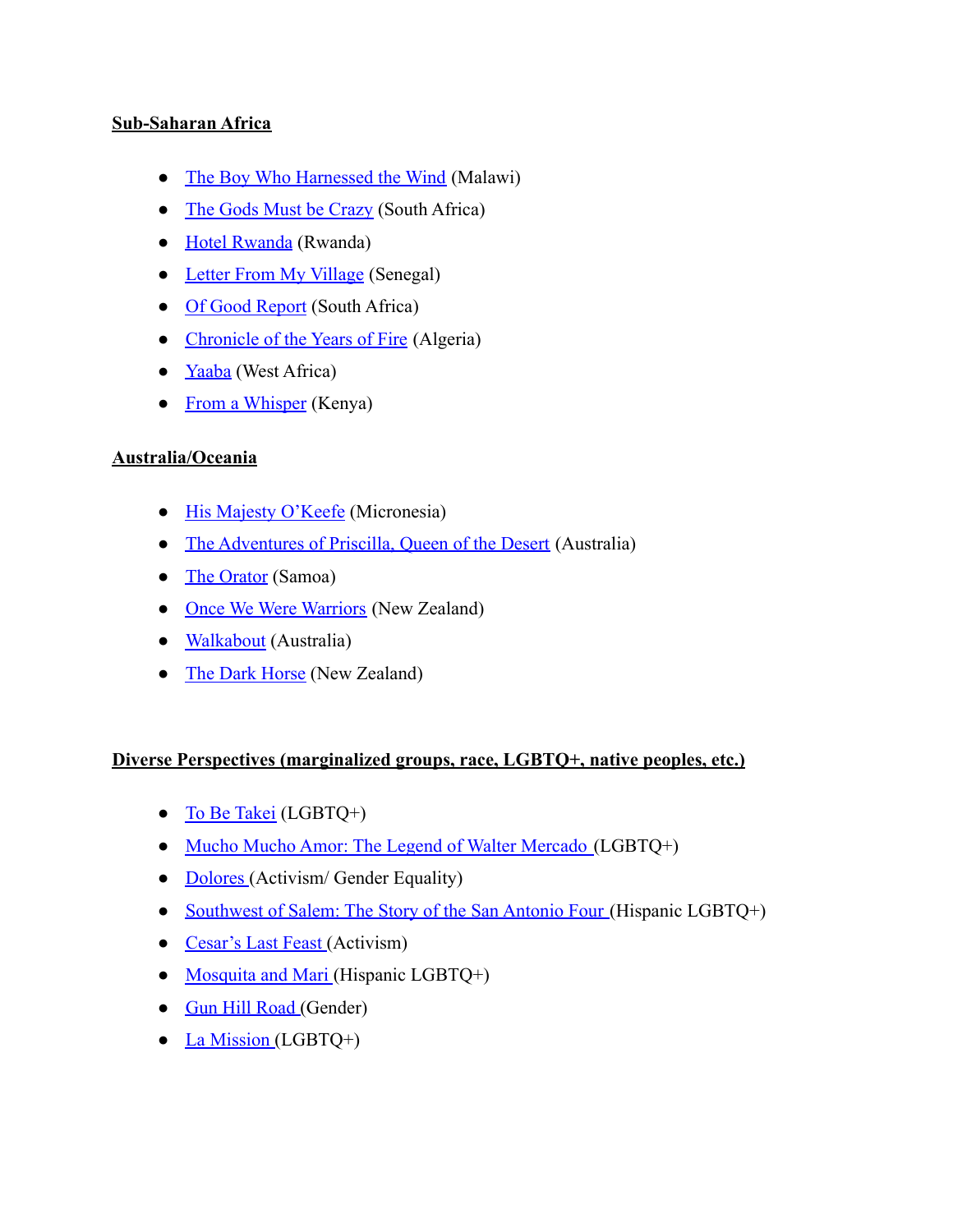**Sub-Saharan Africa**

- The Boy Who Harnessed the Wind (Malawi)
- The Gods Must be Crazy (South Africa)
- Hotel Rwanda (Rwanda)
- Letter From My Village (Senegal)
- Of Good Report (South Africa)
- Chronicle of the Years of Fire (Algeria)
- Yaaba (West Africa)
- From a Whisper (Kenya)

**Australia/Oceania**

- His Majesty O'Keefe (Micronesia)
- The Adventures of Priscilla, Queen of the Desert (Australia)
- The Orator (Samoa)
- Once We Were Warriors (New Zealand)
- Walkabout (Australia)
- The Dark Horse (New Zealand)

**Diverse Perspectives (marginalized groups, race, LGBTQ+, native peoples, etc.)**

- To Be Takei (LGBTQ+)
- Mucho Mucho Amor: The Legend of Walter Mercado (LGBTQ+)
- Dolores (Activism/ Gender Equality)
- Southwest of Salem: The Story of the San Antonio Four (Hispanic LGBTQ+)
- Cesar's Last Feast (Activism)
- Mosquita and Mari (Hispanic LGBTQ+)
- Gun Hill Road (Gender)
- La Mission (LGBTQ+)